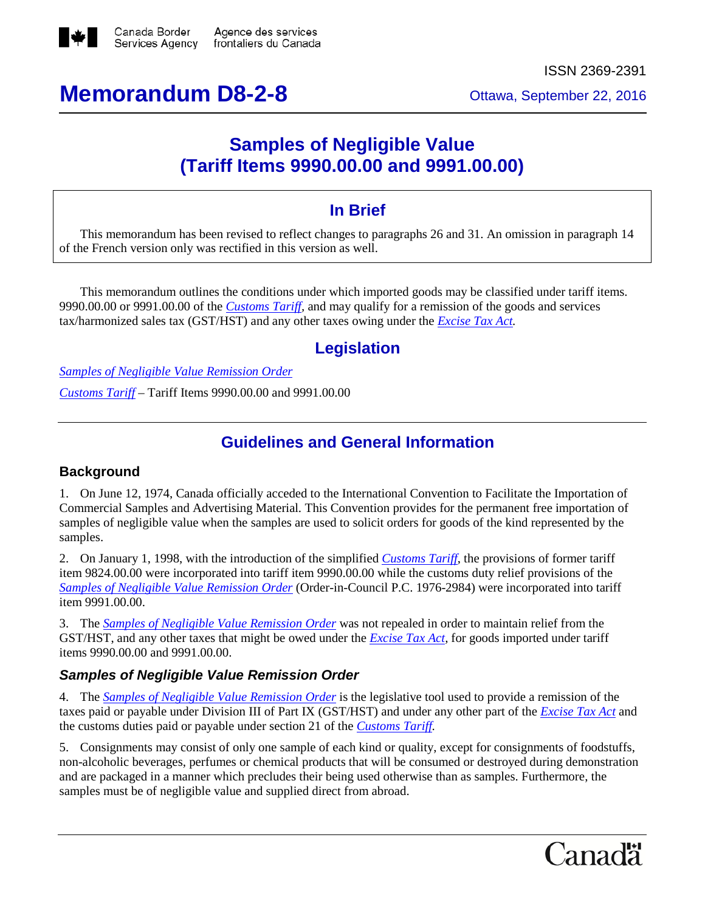Canada Border Services Agency / Agence des services frontaliers du Canada

ISSN 2369-2391

# Memorandum D8-2-8

Ottawa, September 22, 2016

## Samples of Negligible Value (Tariff Items 9990.00.00 and 9991.00.00)

### In Brief

This memorandum has been revised to reflect changes to paragraphs 26 and 31. An omission in paragraph 14 of the French version only was rectified in this version as well.

This memorandum outlines the conditions under which imported goods may be classified under tariff items. 9990.00.00 or 9991.00.00 of the *Customs Tariff*, and may qualify for a remission of the goods and services tax/harmonized sales tax (GST/HST) and any other taxes owing under the *Excise Tax Act*.

## Legislation

*Samples of Negligible Value Remission Order*

*Customs Tariff* – Tariff Items 9990.00.00 and 9991.00.00

## Guidelines and General Information

### Background

1. On June 12, 1974, Canada officially acceded to the International Convention to Facilitate the Importation of Commercial Samples and Advertising Material. This Convention provides for the permanent free importation of samples of negligible value when the samples are used to solicit orders for goods of the kind represented by the samples.

2. On January 1, 1998, with the introduction of the simplified *Customs Tariff*, the provisions of former tariff item 9824.00.00 were incorporated into tariff item 9990.00.00 while the customs duty relief provisions of the *Samples of Negligible Value Remission Order* (Order-in-Council P.C. 1976-2984) were incorporated into tariff item 9991.00.00.

3. The *Samples of Negligible Value Remission Order* was not repealed in order to maintain relief from the GST/HST, and any other taxes that might be owed under the *Excise Tax Act*, for goods imported under tariff items 9990.00.00 and 9991.00.00.

### *Samples of Negligible Value Remission Order*

4. The *Samples of Negligible Value Remission Order* is the legislative tool used to provide a remission of the taxes paid or payable under Division III of Part IX (GST/HST) and under any other part of the *Excise Tax Act* and the customs duties paid or payable under section 21 of the *Customs Tariff*.

5. Consignments may consist of only one sample of each kind or quality, except for consignments of foodstuffs, non-alcoholic beverages, perfumes or chemical products that will be consumed or destroyed during demonstration and are packaged in a manner which precludes their being used otherwise than as samples. Furthermore, the samples must be of negligible value and supplied direct from abroad.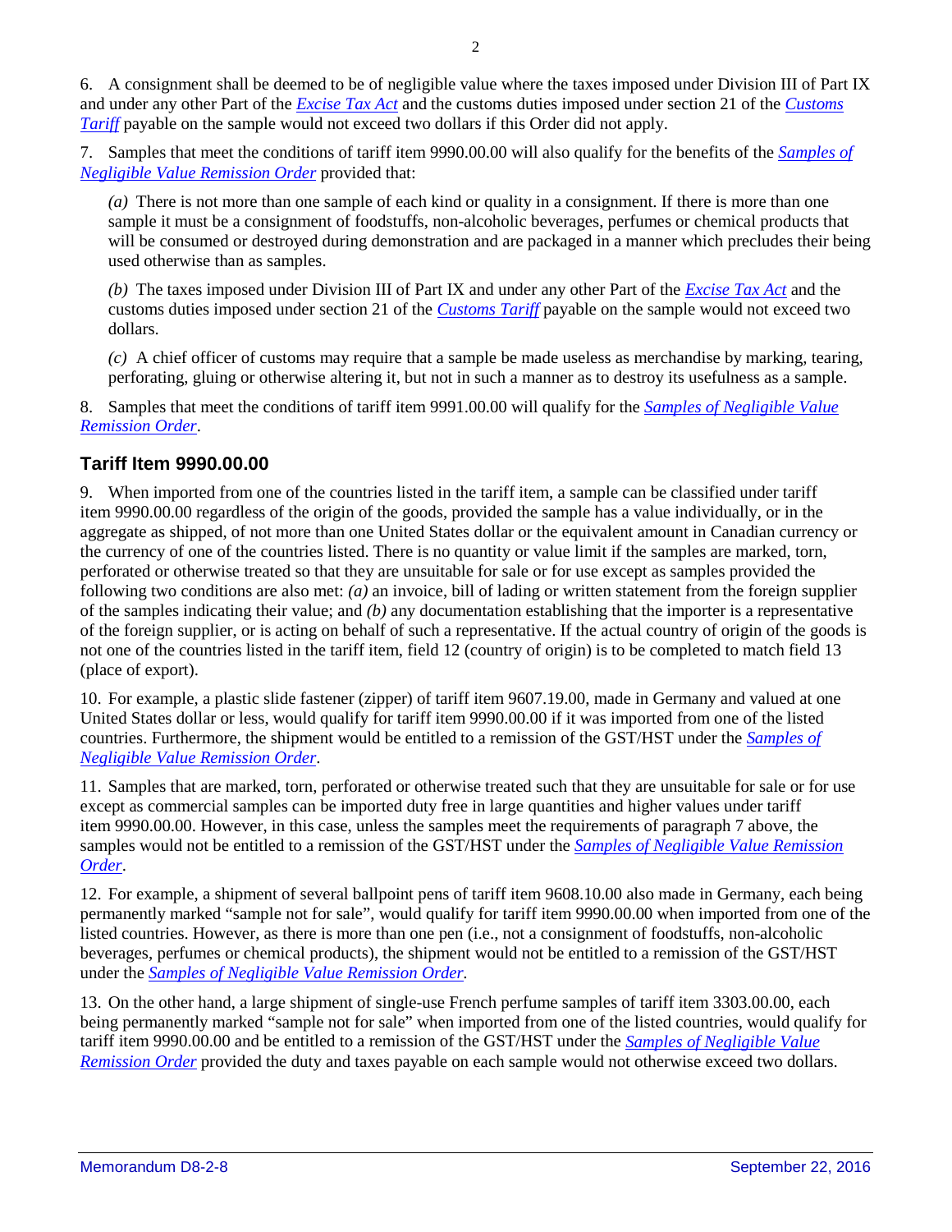6. A consignment shall be deemed to be of negligible value where the taxes imposed under Division III of Part IX and under any other Part of the *Excise Tax Act* and the customs duties imposed under section 21 of the *Customs Tariff* payable on the sample would not exceed two dollars if this Order did not apply.

7. Samples that meet the conditions of tariff item 9990.00.00 will also qualify for the benefits of the *Samples of Negligible Value Remission Order* provided that:

*(a)* There is not more than one sample of each kind or quality in a consignment. If there is more than one sample it must be a consignment of foodstuffs, non-alcoholic beverages, perfumes or chemical products that will be consumed or destroyed during demonstration and are packaged in a manner which precludes their being used otherwise than as samples.

*(b)* The taxes imposed under Division III of Part IX and under any other Part of the *Excise Tax Act* and the customs duties imposed under section 21 of the *Customs Tariff* payable on the sample would not exceed two dollars.

*(c)* A chief officer of customs may require that a sample be made useless as merchandise by marking, tearing, perforating, gluing or otherwise altering it, but not in such a manner as to destroy its usefulness as a sample.

8. Samples that meet the conditions of tariff item 9991.00.00 will qualify for the *Samples of Negligible Value Remission Order*.

## Tariff Item 9990.00.00

9. When imported from one of the countries listed in the tariff item, a sample can be classified under tariff item 9990.00.00 regardless of the origin of the goods, provided the sample has a value individually, or in the aggregate as shipped, of not more than one United States dollar or the equivalent amount in Canadian currency or the currency of one of the countries listed. There is no quantity or value limit if the samples are marked, torn, perforated or otherwise treated so that they are unsuitable for sale or for use except as samples provided the following two conditions are also met: *(a)* an invoice, bill of lading or written statement from the foreign supplier of the samples indicating their value; and *(b)* any documentation establishing that the importer is a representative of the foreign supplier, or is acting on behalf of such a representative. If the actual country of origin of the goods is not one of the countries listed in the tariff item, field 12 (country of origin) is to be completed to match field 13 (place of export).

10. For example, a plastic slide fastener (zipper) of tariff item 9607.19.00, made in Germany and valued at one United States dollar or less, would qualify for tariff item 9990.00.00 if it was imported from one of the listed countries. Furthermore, the shipment would be entitled to a remission of the GST/HST under the *Samples of Negligible Value Remission Order*.

11. Samples that are marked, torn, perforated or otherwise treated such that they are unsuitable for sale or for use except as commercial samples can be imported duty free in large quantities and higher values under tariff item 9990.00.00. However, in this case, unless the samples meet the requirements of paragraph 7 above, the samples would not be entitled to a remission of the GST/HST under the *Samples of Negligible Value Remission Order*.

12. For example, a shipment of several ballpoint pens of tariff item 9608.10.00 also made in Germany, each being permanently marked "sample not for sale", would qualify for tariff item 9990.00.00 when imported from one of the listed countries. However, as there is more than one pen (i.e., not a consignment of foodstuffs, non-alcoholic beverages, perfumes or chemical products), the shipment would not be entitled to a remission of the GST/HST under the *Samples of Negligible Value Remission Order*.

13. On the other hand, a large shipment of single-use French perfume samples of tariff item 3303.00.00, each being permanently marked "sample not for sale" when imported from one of the listed countries, would qualify for tariff item 9990.00.00 and be entitled to a remission of the GST/HST under the *Samples of Negligible Value Remission Order* provided the duty and taxes payable on each sample would not otherwise exceed two dollars.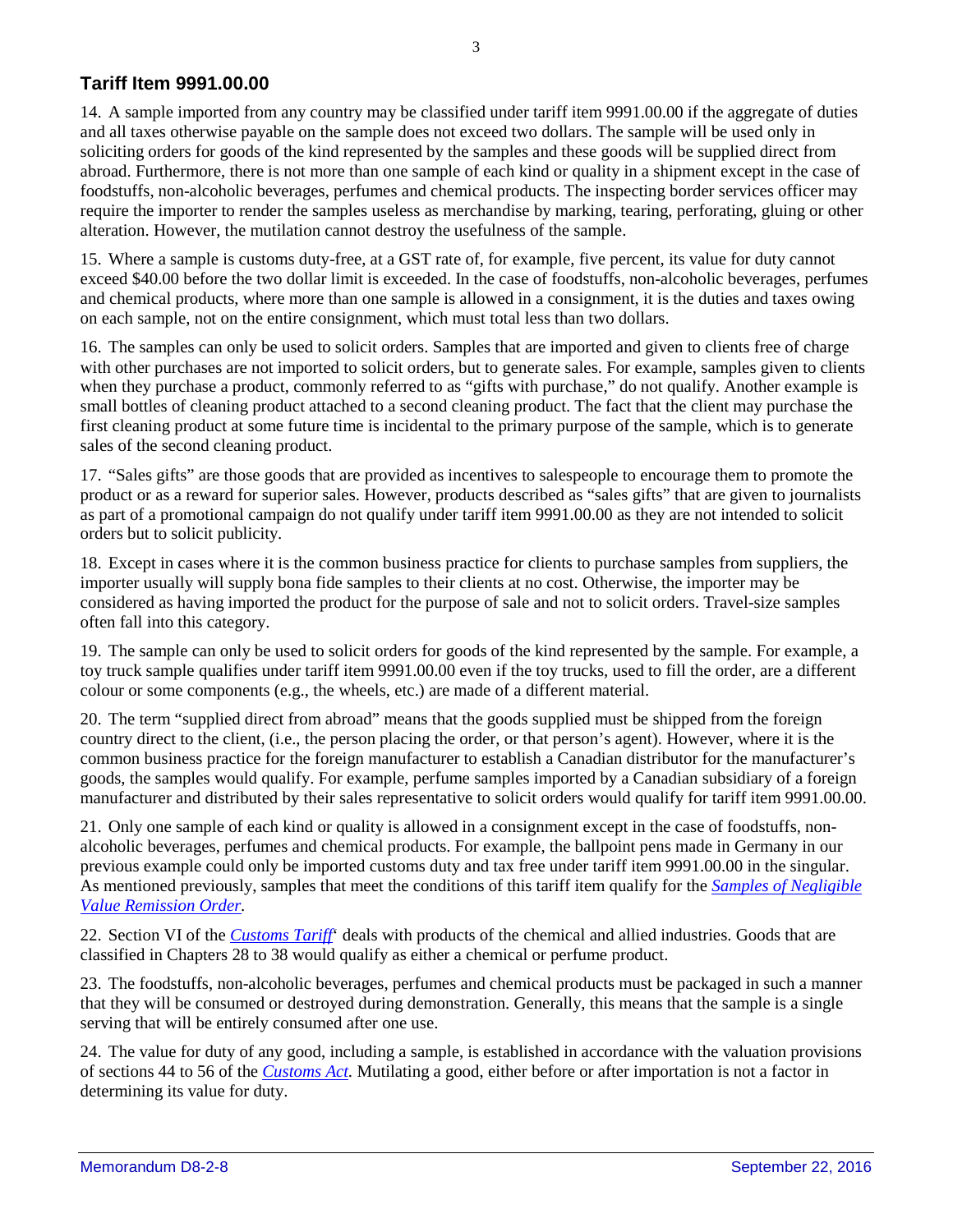## Tariff Item 9991.00.00

14. A sample imported from any country may be classified under tariff item 9991.00.00 if the aggregate of duties and all taxes otherwise payable on the sample does not exceed two dollars. The sample will be used only in soliciting orders for goods of the kind represented by the samples and these goods will be supplied direct from abroad. Furthermore, there is not more than one sample of each kind or quality in a shipment except in the case of foodstuffs, non-alcoholic beverages, perfumes and chemical products. The inspecting border services officer may require the importer to render the samples useless as merchandise by marking, tearing, perforating, gluing or other alteration. However, the mutilation cannot destroy the usefulness of the sample.

15. Where a sample is customs duty-free, at a GST rate of, for example, five percent, its value for duty cannot exceed $40.00 before the two dollar limit is exceeded. In the case of foodstuffs, non-alcoholic beverages, perfumes and chemical products, where more than one sample is allowed in a consignment, it is the duties and taxes owing on each sample, not on the entire consignment, which must total less than two dollars.

16. The samples can only be used to solicit orders. Samples that are imported and given to clients free of charge with other purchases are not imported to solicit orders, but to generate sales. For example, samples given to clients when they purchase a product, commonly referred to as "gifts with purchase," do not qualify. Another example is small bottles of cleaning product attached to a second cleaning product. The fact that the client may purchase the first cleaning product at some future time is incidental to the primary purpose of the sample, which is to generate sales of the second cleaning product.

17. "Sales gifts" are those goods that are provided as incentives to salespeople to encourage them to promote the product or as a reward for superior sales. However, products described as "sales gifts" that are given to journalists as part of a promotional campaign do not qualify under tariff item 9991.00.00 as they are not intended to solicit orders but to solicit publicity.

18. Except in cases where it is the common business practice for clients to purchase samples from suppliers, the importer usually will supply bona fide samples to their clients at no cost. Otherwise, the importer may be considered as having imported the product for the purpose of sale and not to solicit orders. Travel-size samples often fall into this category.

19. The sample can only be used to solicit orders for goods of the kind represented by the sample. For example, a toy truck sample qualifies under tariff item 9991.00.00 even if the toy trucks, used to fill the order, are a different colour or some components (e.g., the wheels, etc.) are made of a different material.

20. The term "supplied direct from abroad" means that the goods supplied must be shipped from the foreign country direct to the client, (i.e., the person placing the order, or that person's agent). However, where it is the common business practice for the foreign manufacturer to establish a Canadian distributor for the manufacturer's goods, the samples would qualify. For example, perfume samples imported by a Canadian subsidiary of a foreign manufacturer and distributed by their sales representative to solicit orders would qualify for tariff item 9991.00.00.

21. Only one sample of each kind or quality is allowed in a consignment except in the case of foodstuffs, non-alcoholic beverages, perfumes and chemical products. For example, the ballpoint pens made in Germany in our previous example could only be imported customs duty and tax free under tariff item 9991.00.00 in the singular. As mentioned previously, samples that meet the conditions of this tariff item qualify for the *Samples of Negligible Value Remission Order*.

22. Section VI of the *Customs Tariff*' deals with products of the chemical and allied industries. Goods that are classified in Chapters 28 to 38 would qualify as either a chemical or perfume product.

23. The foodstuffs, non-alcoholic beverages, perfumes and chemical products must be packaged in such a manner that they will be consumed or destroyed during demonstration. Generally, this means that the sample is a single serving that will be entirely consumed after one use.

24. The value for duty of any good, including a sample, is established in accordance with the valuation provisions of sections 44 to 56 of the *Customs Act*. Mutilating a good, either before or after importation is not a factor in determining its value for duty.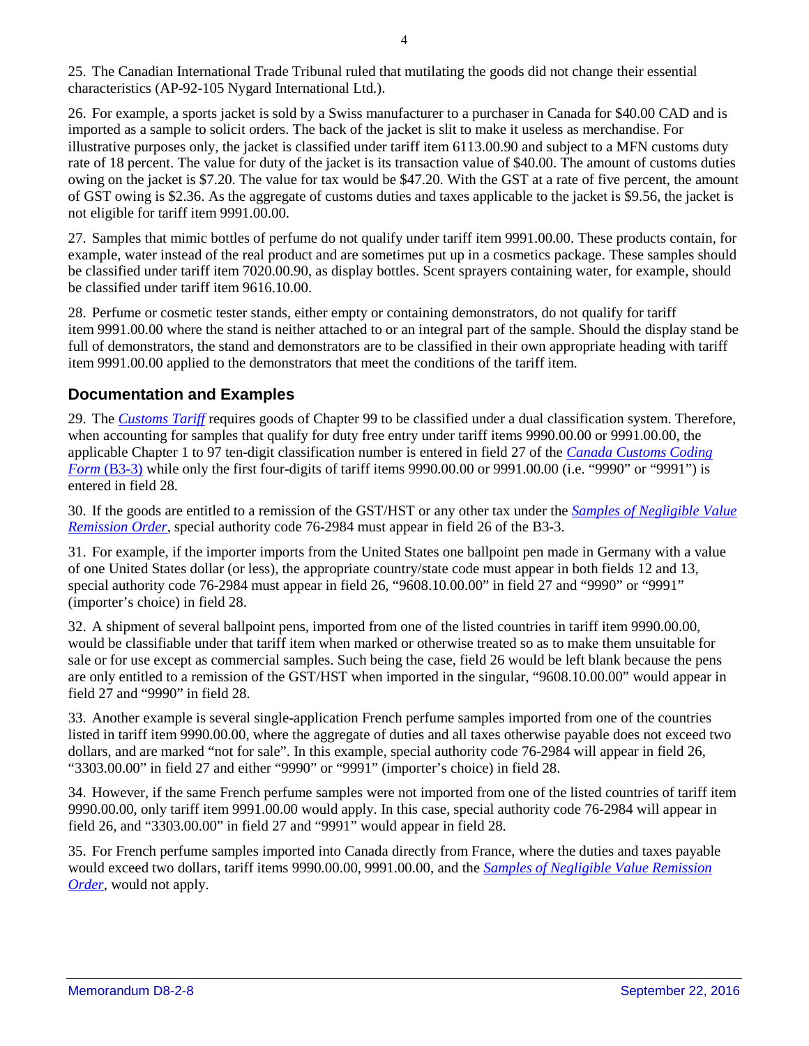25. The Canadian International Trade Tribunal ruled that mutilating the goods did not change their essential characteristics (AP-92-105 Nygard International Ltd.).

26. For example, a sports jacket is sold by a Swiss manufacturer to a purchaser in Canada for $40.00 CAD and is imported as a sample to solicit orders. The back of the jacket is slit to make it useless as merchandise. For illustrative purposes only, the jacket is classified under tariff item 6113.00.90 and subject to a MFN customs duty rate of 18 percent. The value for duty of the jacket is its transaction value of $40.00. The amount of customs duties owing on the jacket is $7.20. The value for tax would be $47.20. With the GST at a rate of five percent, the amount of GST owing is $2.36. As the aggregate of customs duties and taxes applicable to the jacket is $9.56, the jacket is not eligible for tariff item 9991.00.00.

27. Samples that mimic bottles of perfume do not qualify under tariff item 9991.00.00. These products contain, for example, water instead of the real product and are sometimes put up in a cosmetics package. These samples should be classified under tariff item 7020.00.90, as display bottles. Scent sprayers containing water, for example, should be classified under tariff item 9616.10.00.

28. Perfume or cosmetic tester stands, either empty or containing demonstrators, do not qualify for tariff item 9991.00.00 where the stand is neither attached to or an integral part of the sample. Should the display stand be full of demonstrators, the stand and demonstrators are to be classified in their own appropriate heading with tariff item 9991.00.00 applied to the demonstrators that meet the conditions of the tariff item.

## Documentation and Examples

29. The *Customs Tariff* requires goods of Chapter 99 to be classified under a dual classification system. Therefore, when accounting for samples that qualify for duty free entry under tariff items 9990.00.00 or 9991.00.00, the applicable Chapter 1 to 97 ten-digit classification number is entered in field 27 of the *Canada Customs Coding Form* (B3-3) while only the first four-digits of tariff items 9990.00.00 or 9991.00.00 (i.e. "9990" or "9991") is entered in field 28.

30. If the goods are entitled to a remission of the GST/HST or any other tax under the *Samples of Negligible Value Remission Order*, special authority code 76-2984 must appear in field 26 of the B3-3.

31. For example, if the importer imports from the United States one ballpoint pen made in Germany with a value of one United States dollar (or less), the appropriate country/state code must appear in both fields 12 and 13, special authority code 76-2984 must appear in field 26, "9608.10.00.00" in field 27 and "9990" or "9991" (importer's choice) in field 28.

32. A shipment of several ballpoint pens, imported from one of the listed countries in tariff item 9990.00.00, would be classifiable under that tariff item when marked or otherwise treated so as to make them unsuitable for sale or for use except as commercial samples. Such being the case, field 26 would be left blank because the pens are only entitled to a remission of the GST/HST when imported in the singular, "9608.10.00.00" would appear in field 27 and "9990" in field 28.

33. Another example is several single-application French perfume samples imported from one of the countries listed in tariff item 9990.00.00, where the aggregate of duties and all taxes otherwise payable does not exceed two dollars, and are marked "not for sale". In this example, special authority code 76-2984 will appear in field 26, "3303.00.00" in field 27 and either "9990" or "9991" (importer's choice) in field 28.

34. However, if the same French perfume samples were not imported from one of the listed countries of tariff item 9990.00.00, only tariff item 9991.00.00 would apply. In this case, special authority code 76-2984 will appear in field 26, and "3303.00.00" in field 27 and "9991" would appear in field 28.

35. For French perfume samples imported into Canada directly from France, where the duties and taxes payable would exceed two dollars, tariff items 9990.00.00, 9991.00.00, and the *Samples of Negligible Value Remission Order*, would not apply.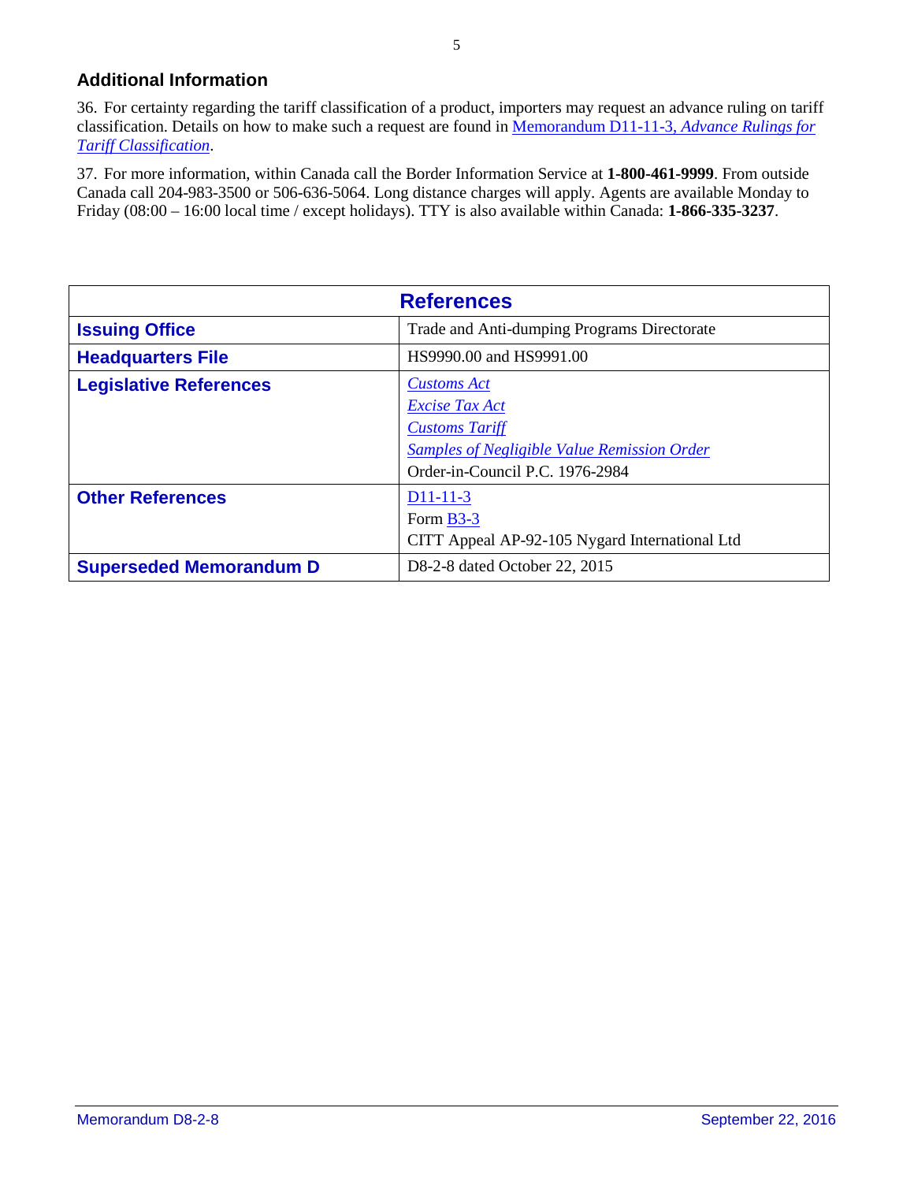## Additional Information

36. For certainty regarding the tariff classification of a product, importers may request an advance ruling on tariff classification. Details on how to make such a request are found in Memorandum D11-11-3, *Advance Rulings for Tariff Classification*.

37. For more information, within Canada call the Border Information Service at **1-800-461-9999**. From outside Canada call 204-983-3500 or 506-636-5064. Long distance charges will apply. Agents are available Monday to Friday (08:00 – 16:00 local time / except holidays). TTY is also available within Canada: **1-866-335-3237**.

| References | |
|---|---|
| **Issuing Office** | Trade and Anti-dumping Programs Directorate |
| **Headquarters File** | HS9990.00 and HS9991.00 |
| **Legislative References** | *Customs Act*<br>*Excise Tax Act*<br>*Customs Tariff*<br>*Samples of Negligible Value Remission Order*<br>Order-in-Council P.C. 1976-2984 |
| **Other References** | D11-11-3<br>Form B3-3<br>CITT Appeal AP-92-105 Nygard International Ltd |
| **Superseded Memorandum D** | D8-2-8 dated October 22, 2015 |